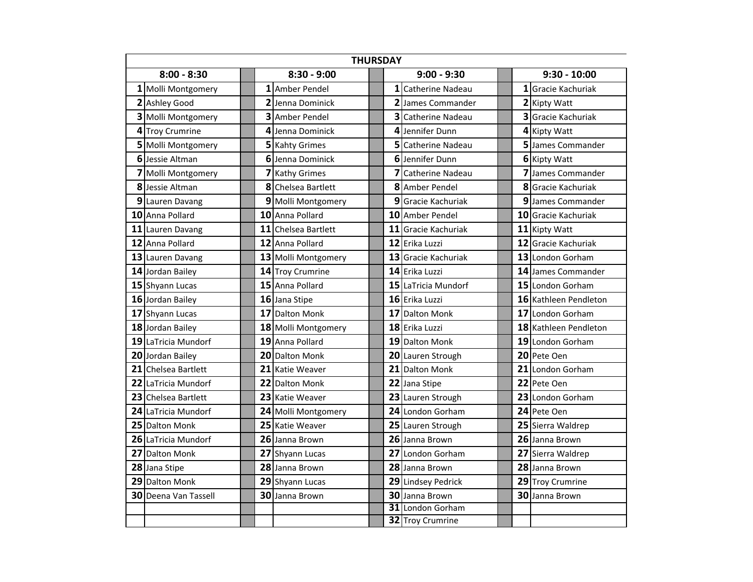## THURSDAY

| 8:00 - 8:30 | | | 8:30 - 9:00 | | | 9:00 - 9:30 | | | 9:30 - 10:00 | |
|---|---|---|---|---|---|---|---|---|---|---|
| **1** | Molli Montgomery | | **1** | Amber Pendel | | **1** | Catherine Nadeau | | **1** | Gracie Kachuriak |
| **2** | Ashley Good | | **2** | Jenna Dominick | | **2** | James Commander | | **2** | Kipty Watt |
| **3** | Molli Montgomery | | **3** | Amber Pendel | | **3** | Catherine Nadeau | | **3** | Gracie Kachuriak |
| **4** | Troy Crumrine | | **4** | Jenna Dominick | | **4** | Jennifer Dunn | | **4** | Kipty Watt |
| **5** | Molli Montgomery | | **5** | Kahty Grimes | | **5** | Catherine Nadeau | | **5** | James Commander |
| **6** | Jessie Altman | | **6** | Jenna Dominick | | **6** | Jennifer Dunn | | **6** | Kipty Watt |
| **7** | Molli Montgomery | | **7** | Kathy Grimes | | **7** | Catherine Nadeau | | **7** | James Commander |
| **8** | Jessie Altman | | **8** | Chelsea Bartlett | | **8** | Amber Pendel | | **8** | Gracie Kachuriak |
| **9** | Lauren Davang | | **9** | Molli Montgomery | | **9** | Gracie Kachuriak | | **9** | James Commander |
| **10** | Anna Pollard | | **10** | Anna Pollard | | **10** | Amber Pendel | | **10** | Gracie Kachuriak |
| **11** | Lauren Davang | | **11** | Chelsea Bartlett | | **11** | Gracie Kachuriak | | **11** | Kipty Watt |
| **12** | Anna Pollard | | **12** | Anna Pollard | | **12** | Erika Luzzi | | **12** | Gracie Kachuriak |
| **13** | Lauren Davang | | **13** | Molli Montgomery | | **13** | Gracie Kachuriak | | **13** | London Gorham |
| **14** | Jordan Bailey | | **14** | Troy Crumrine | | **14** | Erika Luzzi | | **14** | James Commander |
| **15** | Shyann Lucas | | **15** | Anna Pollard | | **15** | LaTricia Mundorf | | **15** | London Gorham |
| **16** | Jordan Bailey | | **16** | Jana Stipe | | **16** | Erika Luzzi | | **16** | Kathleen Pendleton |
| **17** | Shyann Lucas | | **17** | Dalton Monk | | **17** | Dalton Monk | | **17** | London Gorham |
| **18** | Jordan Bailey | | **18** | Molli Montgomery | | **18** | Erika Luzzi | | **18** | Kathleen Pendleton |
| **19** | LaTricia Mundorf | | **19** | Anna Pollard | | **19** | Dalton Monk | | **19** | London Gorham |
| **20** | Jordan Bailey | | **20** | Dalton Monk | | **20** | Lauren Strough | | **20** | Pete Oen |
| **21** | Chelsea Bartlett | | **21** | Katie Weaver | | **21** | Dalton Monk | | **21** | London Gorham |
| **22** | LaTricia Mundorf | | **22** | Dalton Monk | | **22** | Jana Stipe | | **22** | Pete Oen |
| **23** | Chelsea Bartlett | | **23** | Katie Weaver | | **23** | Lauren Strough | | **23** | London Gorham |
| **24** | LaTricia Mundorf | | **24** | Molli Montgomery | | **24** | London Gorham | | **24** | Pete Oen |
| **25** | Dalton Monk | | **25** | Katie Weaver | | **25** | Lauren Strough | | **25** | Sierra Waldrep |
| **26** | LaTricia Mundorf | | **26** | Janna Brown | | **26** | Janna Brown | | **26** | Janna Brown |
| **27** | Dalton Monk | | **27** | Shyann Lucas | | **27** | London Gorham | | **27** | Sierra Waldrep |
| **28** | Jana Stipe | | **28** | Janna Brown | | **28** | Janna Brown | | **28** | Janna Brown |
| **29** | Dalton Monk | | **29** | Shyann Lucas | | **29** | Lindsey Pedrick | | **29** | Troy Crumrine |
| **30** | Deena Van Tassell | | **30** | Janna Brown | | **30** | Janna Brown | | **30** | Janna Brown |
| | | | | | | **31** | London Gorham | | | |
| | | | | | | **32** | Troy Crumrine | | | |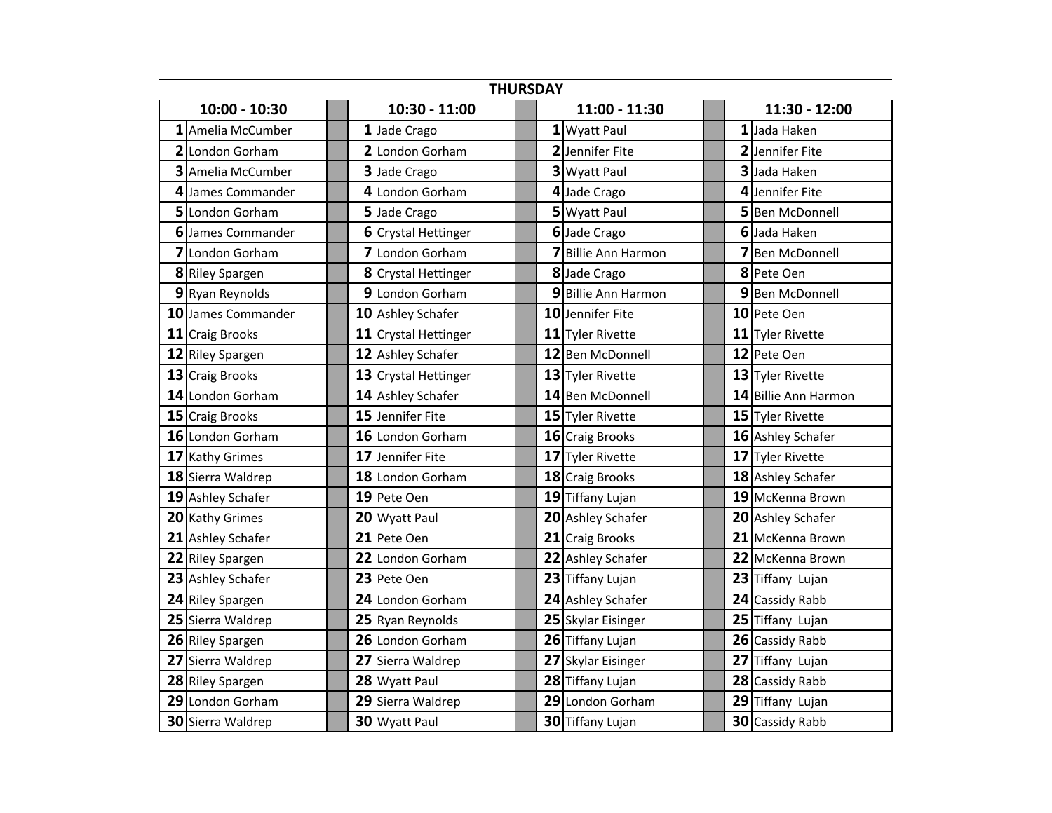## THURSDAY

| 10:00 - 10:30 | | | 10:30 - 11:00 | | | 11:00 - 11:30 | | | 11:30 - 12:00 | |
|---|---|---|---|---|---|---|---|---|---|---|
| **1** | Amelia McCumber | | **1** | Jade Crago | | **1** | Wyatt Paul | | **1** | Jada Haken |
| **2** | London Gorham | | **2** | London Gorham | | **2** | Jennifer Fite | | **2** | Jennifer Fite |
| **3** | Amelia McCumber | | **3** | Jade Crago | | **3** | Wyatt Paul | | **3** | Jada Haken |
| **4** | James Commander | | **4** | London Gorham | | **4** | Jade Crago | | **4** | Jennifer Fite |
| **5** | London Gorham | | **5** | Jade Crago | | **5** | Wyatt Paul | | **5** | Ben McDonnell |
| **6** | James Commander | | **6** | Crystal Hettinger | | **6** | Jade Crago | | **6** | Jada Haken |
| **7** | London Gorham | | **7** | London Gorham | | **7** | Billie Ann Harmon | | **7** | Ben McDonnell |
| **8** | Riley Spargen | | **8** | Crystal Hettinger | | **8** | Jade Crago | | **8** | Pete Oen |
| **9** | Ryan Reynolds | | **9** | London Gorham | | **9** | Billie Ann Harmon | | **9** | Ben McDonnell |
| **10** | James Commander | | **10** | Ashley Schafer | | **10** | Jennifer Fite | | **10** | Pete Oen |
| **11** | Craig Brooks | | **11** | Crystal Hettinger | | **11** | Tyler Rivette | | **11** | Tyler Rivette |
| **12** | Riley Spargen | | **12** | Ashley Schafer | | **12** | Ben McDonnell | | **12** | Pete Oen |
| **13** | Craig Brooks | | **13** | Crystal Hettinger | | **13** | Tyler Rivette | | **13** | Tyler Rivette |
| **14** | London Gorham | | **14** | Ashley Schafer | | **14** | Ben McDonnell | | **14** | Billie Ann Harmon |
| **15** | Craig Brooks | | **15** | Jennifer Fite | | **15** | Tyler Rivette | | **15** | Tyler Rivette |
| **16** | London Gorham | | **16** | London Gorham | | **16** | Craig Brooks | | **16** | Ashley Schafer |
| **17** | Kathy Grimes | | **17** | Jennifer Fite | | **17** | Tyler Rivette | | **17** | Tyler Rivette |
| **18** | Sierra Waldrep | | **18** | London Gorham | | **18** | Craig Brooks | | **18** | Ashley Schafer |
| **19** | Ashley Schafer | | **19** | Pete Oen | | **19** | Tiffany Lujan | | **19** | McKenna Brown |
| **20** | Kathy Grimes | | **20** | Wyatt Paul | | **20** | Ashley Schafer | | **20** | Ashley Schafer |
| **21** | Ashley Schafer | | **21** | Pete Oen | | **21** | Craig Brooks | | **21** | McKenna Brown |
| **22** | Riley Spargen | | **22** | London Gorham | | **22** | Ashley Schafer | | **22** | McKenna Brown |
| **23** | Ashley Schafer | | **23** | Pete Oen | | **23** | Tiffany Lujan | | **23** | Tiffany Lujan |
| **24** | Riley Spargen | | **24** | London Gorham | | **24** | Ashley Schafer | | **24** | Cassidy Rabb |
| **25** | Sierra Waldrep | | **25** | Ryan Reynolds | | **25** | Skylar Eisinger | | **25** | Tiffany Lujan |
| **26** | Riley Spargen | | **26** | London Gorham | | **26** | Tiffany Lujan | | **26** | Cassidy Rabb |
| **27** | Sierra Waldrep | | **27** | Sierra Waldrep | | **27** | Skylar Eisinger | | **27** | Tiffany Lujan |
| **28** | Riley Spargen | | **28** | Wyatt Paul | | **28** | Tiffany Lujan | | **28** | Cassidy Rabb |
| **29** | London Gorham | | **29** | Sierra Waldrep | | **29** | London Gorham | | **29** | Tiffany Lujan |
| **30** | Sierra Waldrep | | **30** | Wyatt Paul | | **30** | Tiffany Lujan | | **30** | Cassidy Rabb |